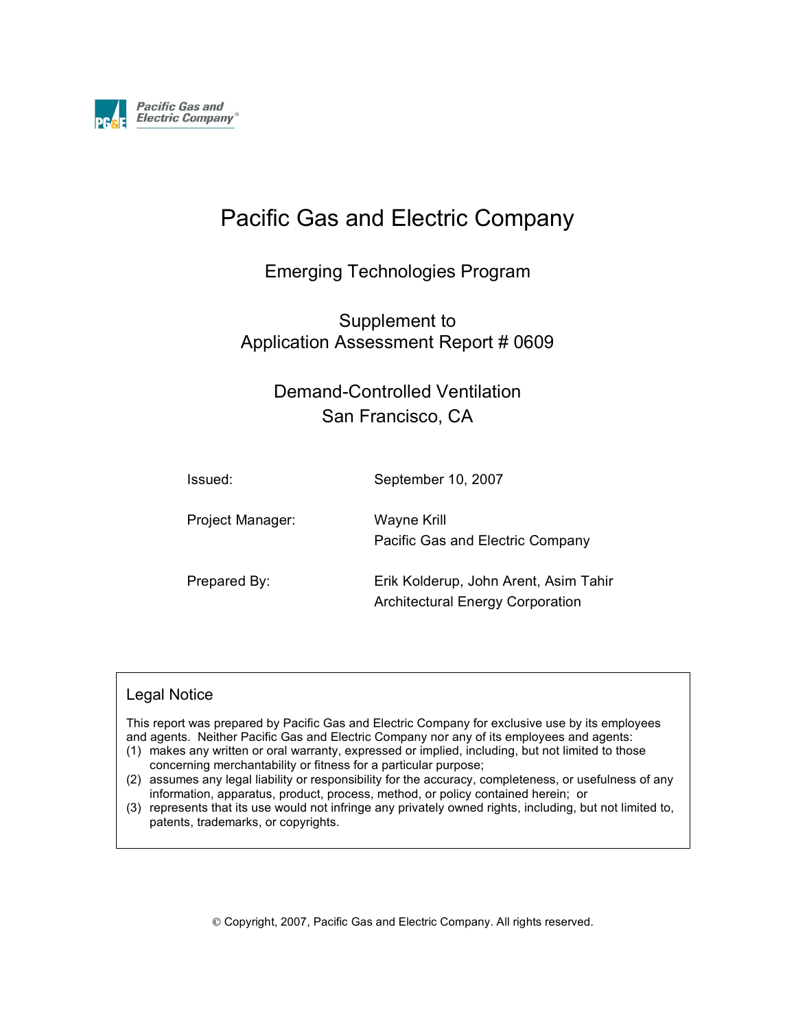Pacific Gas and Electric Company

# Pacific Gas and Electric Company

## Emerging Technologies Program

## Supplement to Application Assessment Report # 0609

## Demand-Controlled Ventilation San Francisco, CA

| | |
|---|---|
| Issued: | September 10, 2007 |
| Project Manager: | Wayne Krill<br>Pacific Gas and Electric Company |
| Prepared By: | Erik Kolderup, John Arent, Asim Tahir<br>Architectural Energy Corporation |

### Legal Notice

This report was prepared by Pacific Gas and Electric Company for exclusive use by its employees and agents. Neither Pacific Gas and Electric Company nor any of its employees and agents:

(1) makes any written or oral warranty, expressed or implied, including, but not limited to those concerning merchantability or fitness for a particular purpose;

(2) assumes any legal liability or responsibility for the accuracy, completeness, or usefulness of any information, apparatus, product, process, method, or policy contained herein; or

(3) represents that its use would not infringe any privately owned rights, including, but not limited to, patents, trademarks, or copyrights.

© Copyright, 2007, Pacific Gas and Electric Company. All rights reserved.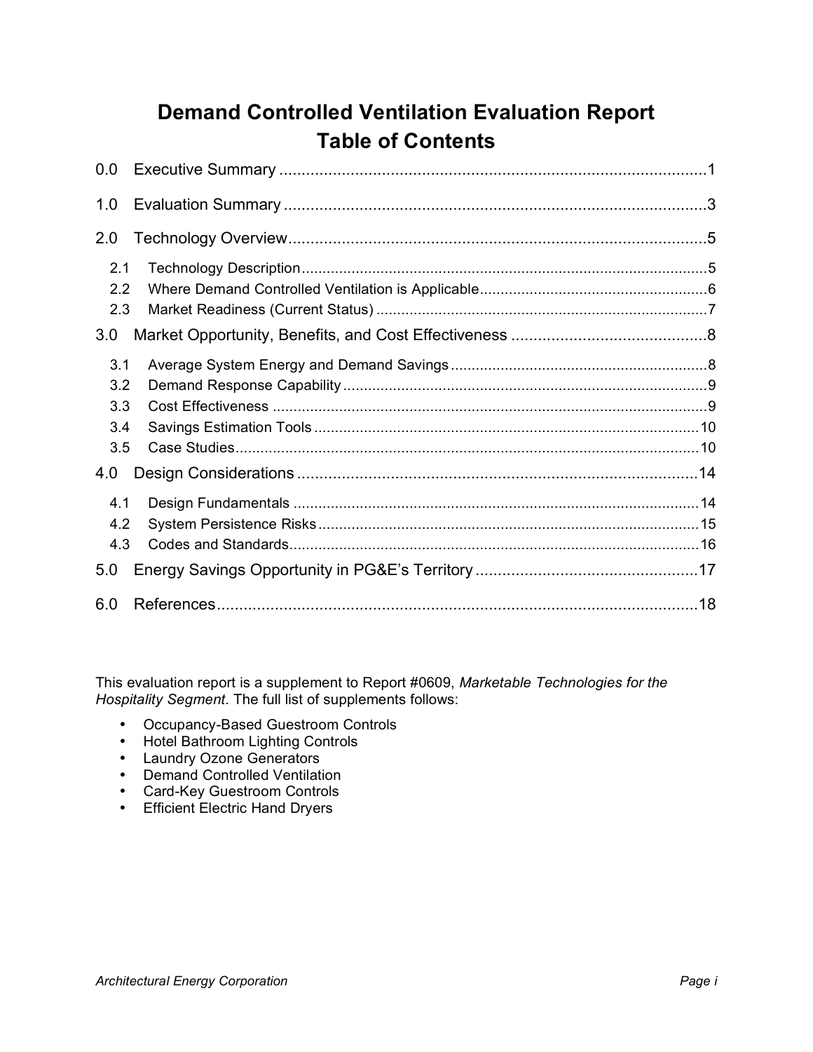# Demand Controlled Ventilation Evaluation Report Table of Contents

| | | |
|---|---|---|
| 0.0 | Executive Summary | 1 |
| 1.0 | Evaluation Summary | 3 |
| 2.0 | Technology Overview | 5 |
| 2.1 | Technology Description | 5 |
| 2.2 | Where Demand Controlled Ventilation is Applicable | 6 |
| 2.3 | Market Readiness (Current Status) | 7 |
| 3.0 | Market Opportunity, Benefits, and Cost Effectiveness | 8 |
| 3.1 | Average System Energy and Demand Savings | 8 |
| 3.2 | Demand Response Capability | 9 |
| 3.3 | Cost Effectiveness | 9 |
| 3.4 | Savings Estimation Tools | 10 |
| 3.5 | Case Studies | 10 |
| 4.0 | Design Considerations | 14 |
| 4.1 | Design Fundamentals | 14 |
| 4.2 | System Persistence Risks | 15 |
| 4.3 | Codes and Standards | 16 |
| 5.0 | Energy Savings Opportunity in PG&E's Territory | 17 |
| 6.0 | References | 18 |

This evaluation report is a supplement to Report #0609, *Marketable Technologies for the Hospitality Segment*. The full list of supplements follows:

- Occupancy-Based Guestroom Controls
- Hotel Bathroom Lighting Controls
- Laundry Ozone Generators
- Demand Controlled Ventilation
- Card-Key Guestroom Controls
- Efficient Electric Hand Dryers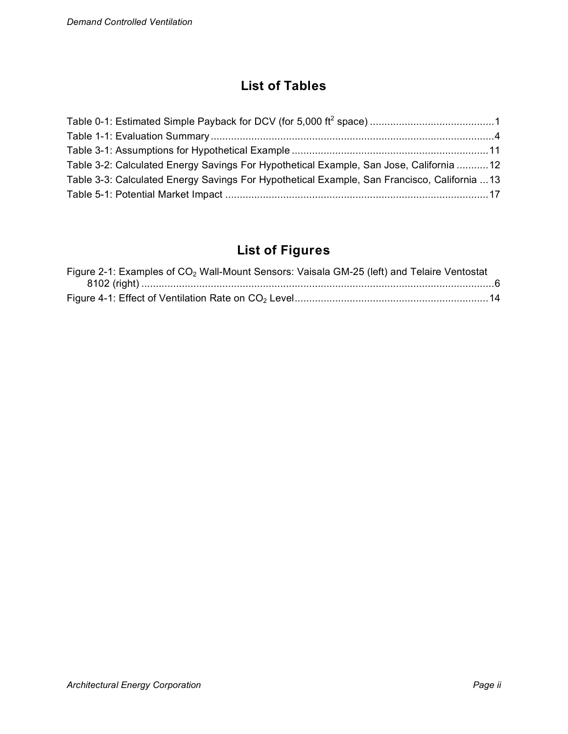## List of Tables

Table 0-1: Estimated Simple Payback for DCV (for 5,000 $ft^2$ space) ....................................... 1
Table 1-1: Evaluation Summary ....................................................................................... 4
Table 3-1: Assumptions for Hypothetical Example .......................................................... 11
Table 3-2: Calculated Energy Savings For Hypothetical Example, San Jose, California ........... 12
Table 3-3: Calculated Energy Savings For Hypothetical Example, San Francisco, California ... 13
Table 5-1: Potential Market Impact ................................................................................. 17

## List of Figures

Figure 2-1: Examples of $CO_2$ Wall-Mount Sensors: Vaisala GM-25 (left) and Telaire Ventostat 8102 (right) ........................................................................................................................... 6
Figure 4-1: Effect of Ventilation Rate on $CO_2$ Level ..................................................................... 14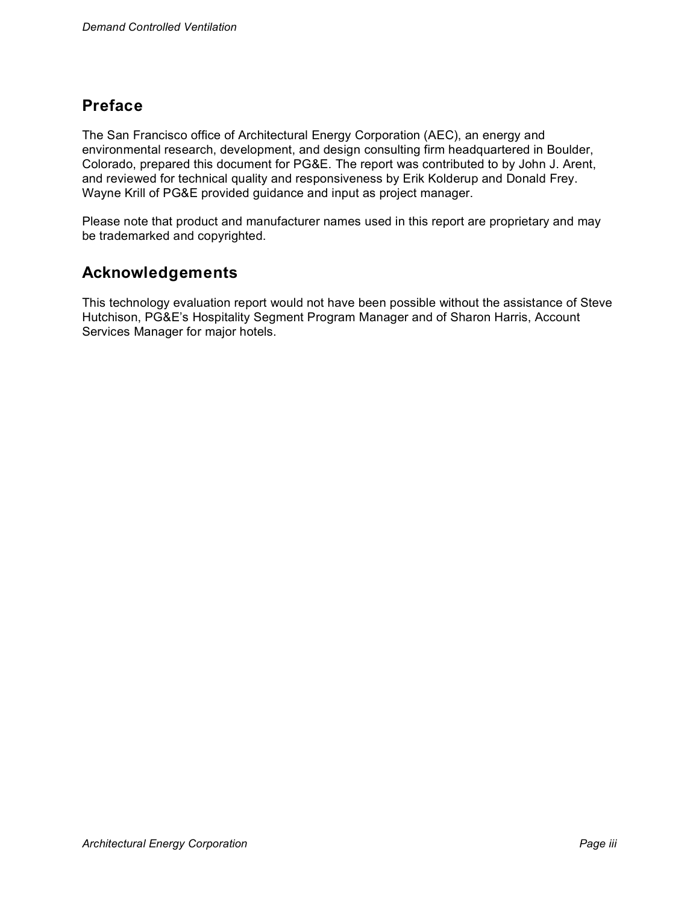## Preface

The San Francisco office of Architectural Energy Corporation (AEC), an energy and environmental research, development, and design consulting firm headquartered in Boulder, Colorado, prepared this document for PG&E. The report was contributed to by John J. Arent, and reviewed for technical quality and responsiveness by Erik Kolderup and Donald Frey. Wayne Krill of PG&E provided guidance and input as project manager.

Please note that product and manufacturer names used in this report are proprietary and may be trademarked and copyrighted.

## Acknowledgements

This technology evaluation report would not have been possible without the assistance of Steve Hutchison, PG&E's Hospitality Segment Program Manager and of Sharon Harris, Account Services Manager for major hotels.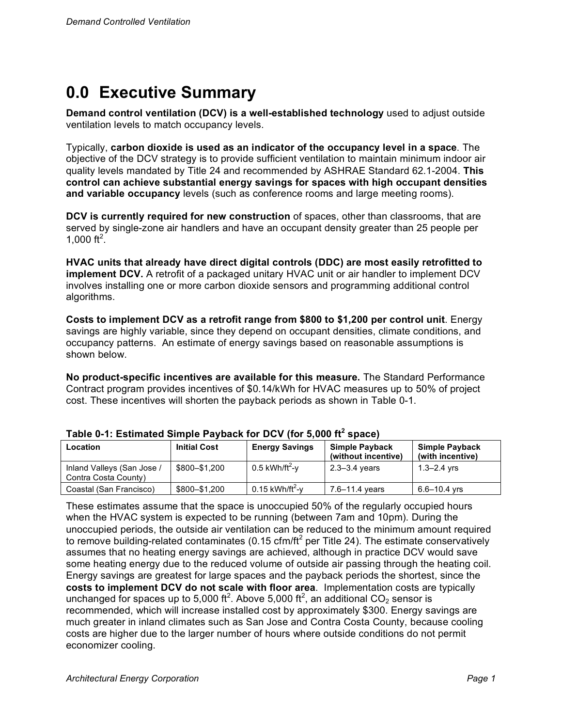# 0.0 Executive Summary

**Demand control ventilation (DCV) is a well-established technology** used to adjust outside ventilation levels to match occupancy levels.

Typically, **carbon dioxide is used as an indicator of the occupancy level in a space**. The objective of the DCV strategy is to provide sufficient ventilation to maintain minimum indoor air quality levels mandated by Title 24 and recommended by ASHRAE Standard 62.1-2004. **This control can achieve substantial energy savings for spaces with high occupant densities and variable occupancy** levels (such as conference rooms and large meeting rooms).

**DCV is currently required for new construction** of spaces, other than classrooms, that are served by single-zone air handlers and have an occupant density greater than 25 people per 1,000 $ft^2$.

**HVAC units that already have direct digital controls (DDC) are most easily retrofitted to implement DCV.** A retrofit of a packaged unitary HVAC unit or air handler to implement DCV involves installing one or more carbon dioxide sensors and programming additional control algorithms.

**Costs to implement DCV as a retrofit range from \$800 to \$1,200 per control unit**. Energy savings are highly variable, since they depend on occupant densities, climate conditions, and occupancy patterns. An estimate of energy savings based on reasonable assumptions is shown below.

**No product-specific incentives are available for this measure.** The Standard Performance Contract program provides incentives of \$0.14/kWh for HVAC measures up to 50% of project cost. These incentives will shorten the payback periods as shown in Table 0-1.

**Table 0-1: Estimated Simple Payback for DCV (for 5,000 $ft^2$ space)**

| Location | Initial Cost | Energy Savings | Simple Payback (without incentive) | Simple Payback (with incentive) |
|---|---|---|---|---|
| Inland Valleys (San Jose / Contra Costa County) | \$800–\$1,200 | 0.5 kWh/$ft^2$-y | 2.3–3.4 years | 1.3–2.4 yrs |
| Coastal (San Francisco) | \$800–\$1,200 | 0.15 kWh/$ft^2$-y | 7.6–11.4 years | 6.6–10.4 yrs |

These estimates assume that the space is unoccupied 50% of the regularly occupied hours when the HVAC system is expected to be running (between 7am and 10pm). During the unoccupied periods, the outside air ventilation can be reduced to the minimum amount required to remove building-related contaminates (0.15 cfm/$ft^2$ per Title 24). The estimate conservatively assumes that no heating energy savings are achieved, although in practice DCV would save some heating energy due to the reduced volume of outside air passing through the heating coil. Energy savings are greatest for large spaces and the payback periods the shortest, since the **costs to implement DCV do not scale with floor area**. Implementation costs are typically unchanged for spaces up to 5,000 $ft^2$. Above 5,000 $ft^2$, an additional $CO_2$ sensor is recommended, which will increase installed cost by approximately \$300. Energy savings are much greater in inland climates such as San Jose and Contra Costa County, because cooling costs are higher due to the larger number of hours where outside conditions do not permit economizer cooling.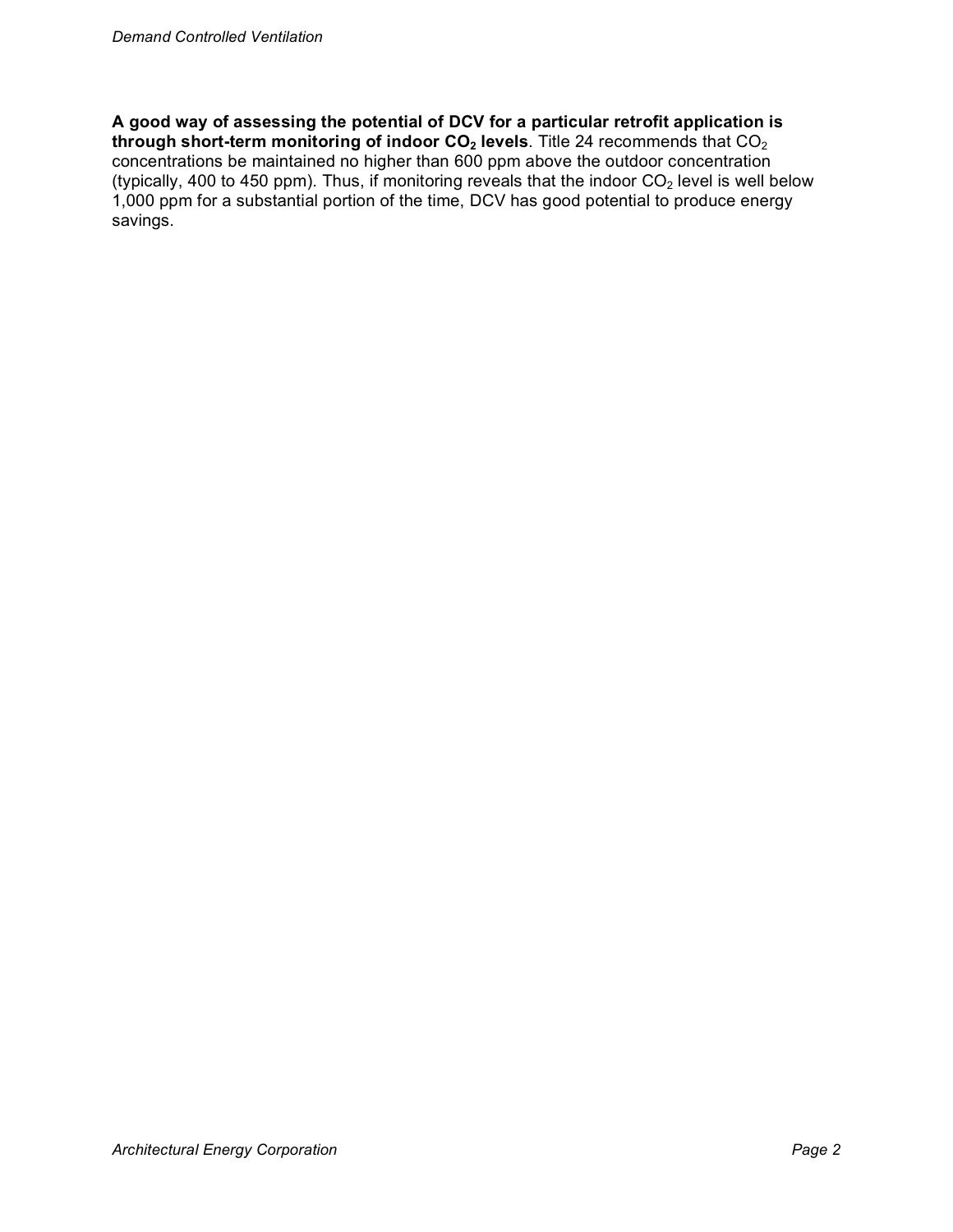**A good way of assessing the potential of DCV for a particular retrofit application is through short-term monitoring of indoor $CO_2$ levels**. Title 24 recommends that $CO_2$ concentrations be maintained no higher than 600 ppm above the outdoor concentration (typically, 400 to 450 ppm). Thus, if monitoring reveals that the indoor $CO_2$ level is well below 1,000 ppm for a substantial portion of the time, DCV has good potential to produce energy savings.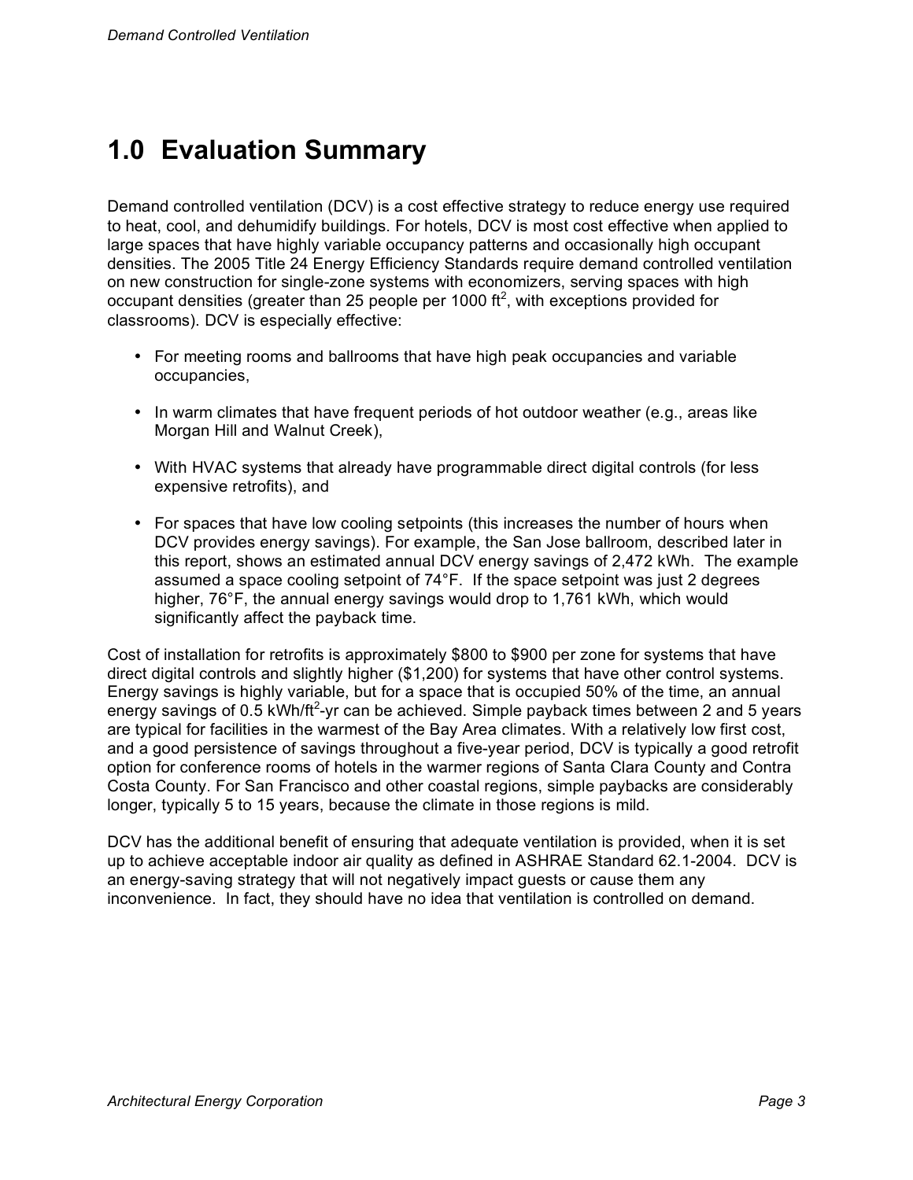# 1.0 Evaluation Summary

Demand controlled ventilation (DCV) is a cost effective strategy to reduce energy use required to heat, cool, and dehumidify buildings. For hotels, DCV is most cost effective when applied to large spaces that have highly variable occupancy patterns and occasionally high occupant densities. The 2005 Title 24 Energy Efficiency Standards require demand controlled ventilation on new construction for single-zone systems with economizers, serving spaces with high occupant densities (greater than 25 people per 1000 $ft^2$, with exceptions provided for classrooms). DCV is especially effective:

- For meeting rooms and ballrooms that have high peak occupancies and variable occupancies,
- In warm climates that have frequent periods of hot outdoor weather (e.g., areas like Morgan Hill and Walnut Creek),
- With HVAC systems that already have programmable direct digital controls (for less expensive retrofits), and
- For spaces that have low cooling setpoints (this increases the number of hours when DCV provides energy savings). For example, the San Jose ballroom, described later in this report, shows an estimated annual DCV energy savings of 2,472 kWh. The example assumed a space cooling setpoint of 74°F. If the space setpoint was just 2 degrees higher, 76°F, the annual energy savings would drop to 1,761 kWh, which would significantly affect the payback time.

Cost of installation for retrofits is approximately $800 to $900 per zone for systems that have direct digital controls and slightly higher ($1,200) for systems that have other control systems. Energy savings is highly variable, but for a space that is occupied 50% of the time, an annual energy savings of 0.5 kWh/$ft^2$-yr can be achieved. Simple payback times between 2 and 5 years are typical for facilities in the warmest of the Bay Area climates. With a relatively low first cost, and a good persistence of savings throughout a five-year period, DCV is typically a good retrofit option for conference rooms of hotels in the warmer regions of Santa Clara County and Contra Costa County. For San Francisco and other coastal regions, simple paybacks are considerably longer, typically 5 to 15 years, because the climate in those regions is mild.

DCV has the additional benefit of ensuring that adequate ventilation is provided, when it is set up to achieve acceptable indoor air quality as defined in ASHRAE Standard 62.1-2004. DCV is an energy-saving strategy that will not negatively impact guests or cause them any inconvenience. In fact, they should have no idea that ventilation is controlled on demand.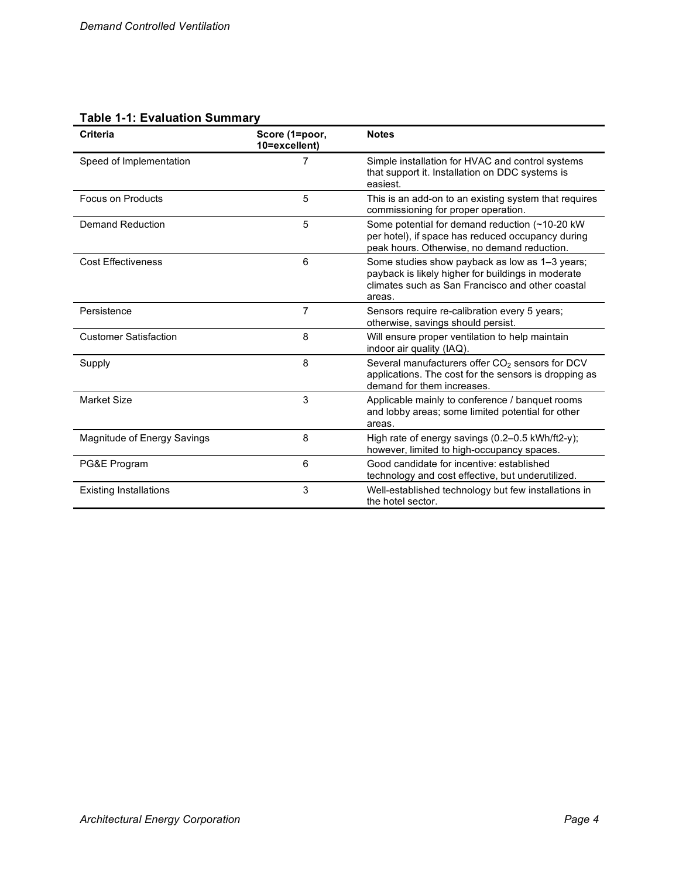**Table 1-1: Evaluation Summary**

| Criteria | Score (1=poor, 10=excellent) | Notes |
|---|---|---|
| Speed of Implementation | 7 | Simple installation for HVAC and control systems that support it. Installation on DDC systems is easiest. |
| Focus on Products | 5 | This is an add-on to an existing system that requires commissioning for proper operation. |
| Demand Reduction | 5 | Some potential for demand reduction (~10-20 kW per hotel), if space has reduced occupancy during peak hours. Otherwise, no demand reduction. |
| Cost Effectiveness | 6 | Some studies show payback as low as 1–3 years; payback is likely higher for buildings in moderate climates such as San Francisco and other coastal areas. |
| Persistence | 7 | Sensors require re-calibration every 5 years; otherwise, savings should persist. |
| Customer Satisfaction | 8 | Will ensure proper ventilation to help maintain indoor air quality (IAQ). |
| Supply | 8 | Several manufacturers offer $CO_2$ sensors for DCV applications. The cost for the sensors is dropping as demand for them increases. |
| Market Size | 3 | Applicable mainly to conference / banquet rooms and lobby areas; some limited potential for other areas. |
| Magnitude of Energy Savings | 8 | High rate of energy savings (0.2–0.5 kWh/ft2-y); however, limited to high-occupancy spaces. |
| PG&E Program | 6 | Good candidate for incentive: established technology and cost effective, but underutilized. |
| Existing Installations | 3 | Well-established technology but few installations in the hotel sector. |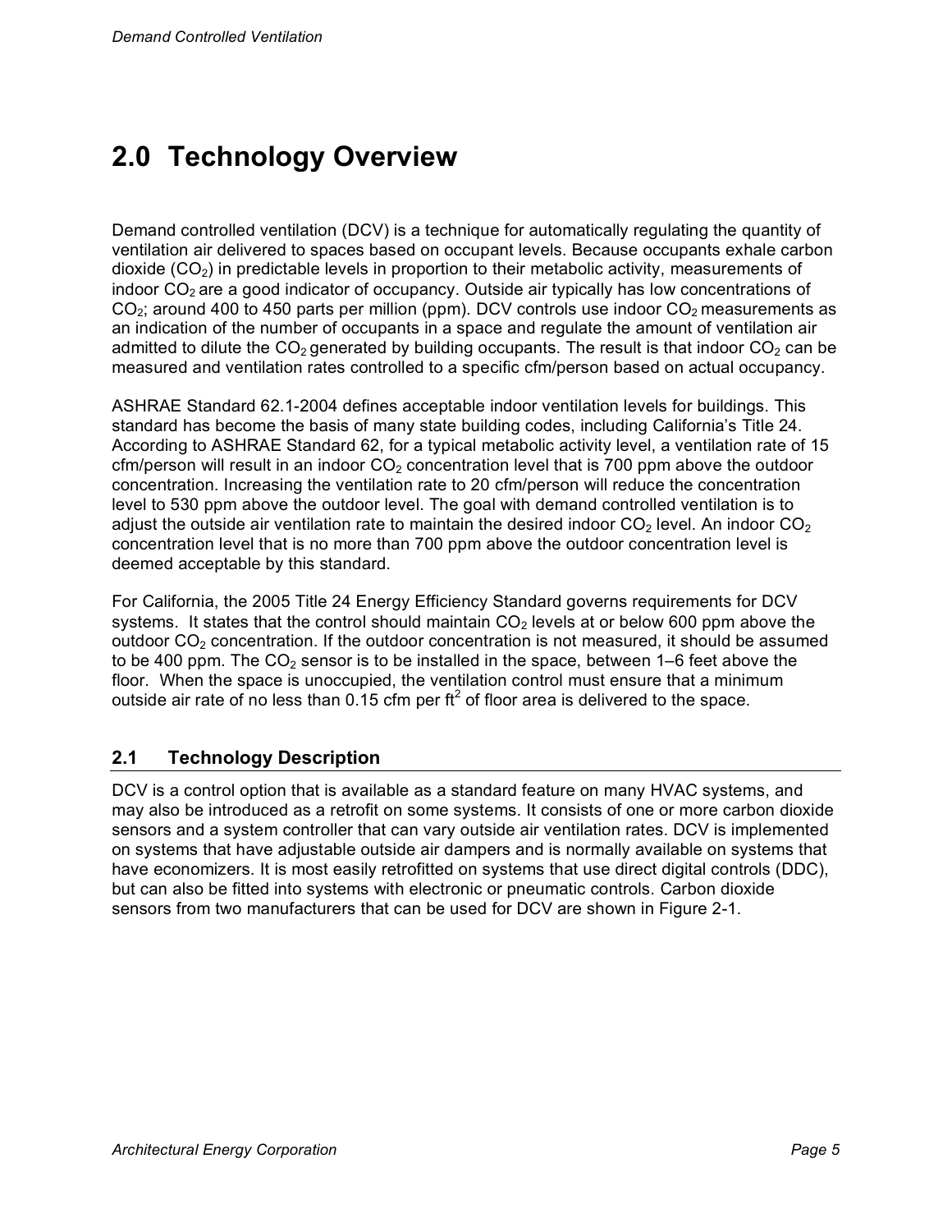# 2.0 Technology Overview

Demand controlled ventilation (DCV) is a technique for automatically regulating the quantity of ventilation air delivered to spaces based on occupant levels. Because occupants exhale carbon dioxide ($CO_2$) in predictable levels in proportion to their metabolic activity, measurements of indoor $CO_2$ are a good indicator of occupancy. Outside air typically has low concentrations of $CO_2$; around 400 to 450 parts per million (ppm). DCV controls use indoor $CO_2$ measurements as an indication of the number of occupants in a space and regulate the amount of ventilation air admitted to dilute the $CO_2$ generated by building occupants. The result is that indoor $CO_2$ can be measured and ventilation rates controlled to a specific cfm/person based on actual occupancy.

ASHRAE Standard 62.1-2004 defines acceptable indoor ventilation levels for buildings. This standard has become the basis of many state building codes, including California's Title 24. According to ASHRAE Standard 62, for a typical metabolic activity level, a ventilation rate of 15 cfm/person will result in an indoor $CO_2$ concentration level that is 700 ppm above the outdoor concentration. Increasing the ventilation rate to 20 cfm/person will reduce the concentration level to 530 ppm above the outdoor level. The goal with demand controlled ventilation is to adjust the outside air ventilation rate to maintain the desired indoor $CO_2$ level. An indoor $CO_2$ concentration level that is no more than 700 ppm above the outdoor concentration level is deemed acceptable by this standard.

For California, the 2005 Title 24 Energy Efficiency Standard governs requirements for DCV systems. It states that the control should maintain $CO_2$ levels at or below 600 ppm above the outdoor $CO_2$ concentration. If the outdoor concentration is not measured, it should be assumed to be 400 ppm. The $CO_2$ sensor is to be installed in the space, between 1–6 feet above the floor. When the space is unoccupied, the ventilation control must ensure that a minimum outside air rate of no less than 0.15 cfm per $ft^2$ of floor area is delivered to the space.

## 2.1 Technology Description

DCV is a control option that is available as a standard feature on many HVAC systems, and may also be introduced as a retrofit on some systems. It consists of one or more carbon dioxide sensors and a system controller that can vary outside air ventilation rates. DCV is implemented on systems that have adjustable outside air dampers and is normally available on systems that have economizers. It is most easily retrofitted on systems that use direct digital controls (DDC), but can also be fitted into systems with electronic or pneumatic controls. Carbon dioxide sensors from two manufacturers that can be used for DCV are shown in Figure 2-1.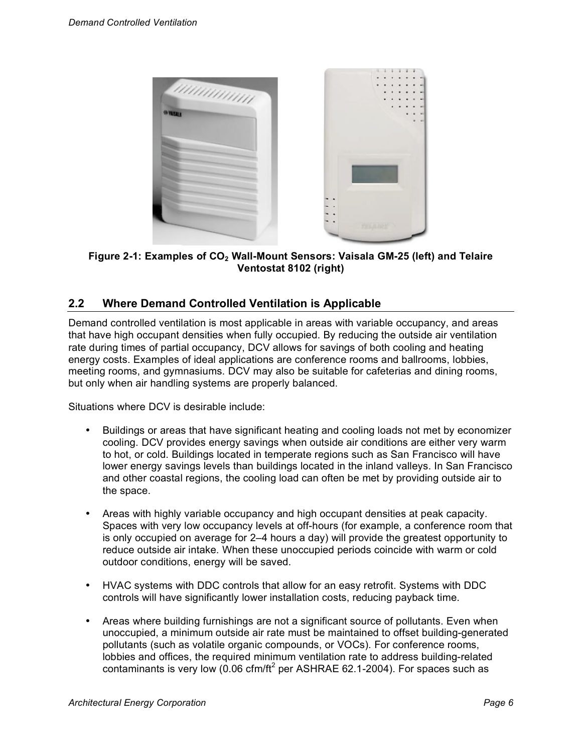Figure 2-1: Examples of $CO_2$ Wall-Mount Sensors: Vaisala GM-25 (left) and Telaire Ventostat 8102 (right)

## 2.2 Where Demand Controlled Ventilation is Applicable

Demand controlled ventilation is most applicable in areas with variable occupancy, and areas that have high occupant densities when fully occupied. By reducing the outside air ventilation rate during times of partial occupancy, DCV allows for savings of both cooling and heating energy costs. Examples of ideal applications are conference rooms and ballrooms, lobbies, meeting rooms, and gymnasiums. DCV may also be suitable for cafeterias and dining rooms, but only when air handling systems are properly balanced.

Situations where DCV is desirable include:

- Buildings or areas that have significant heating and cooling loads not met by economizer cooling. DCV provides energy savings when outside air conditions are either very warm to hot, or cold. Buildings located in temperate regions such as San Francisco will have lower energy savings levels than buildings located in the inland valleys. In San Francisco and other coastal regions, the cooling load can often be met by providing outside air to the space.

- Areas with highly variable occupancy and high occupant densities at peak capacity. Spaces with very low occupancy levels at off-hours (for example, a conference room that is only occupied on average for 2–4 hours a day) will provide the greatest opportunity to reduce outside air intake. When these unoccupied periods coincide with warm or cold outdoor conditions, energy will be saved.

- HVAC systems with DDC controls that allow for an easy retrofit. Systems with DDC controls will have significantly lower installation costs, reducing payback time.

- Areas where building furnishings are not a significant source of pollutants. Even when unoccupied, a minimum outside air rate must be maintained to offset building-generated pollutants (such as volatile organic compounds, or VOCs). For conference rooms, lobbies and offices, the required minimum ventilation rate to address building-related contaminants is very low (0.06 cfm/$ft^2$ per ASHRAE 62.1-2004). For spaces such as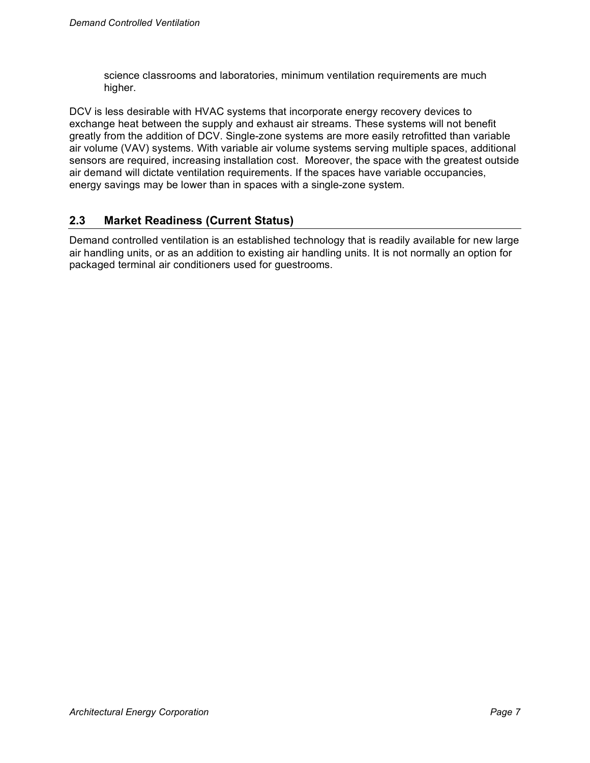science classrooms and laboratories, minimum ventilation requirements are much higher.

DCV is less desirable with HVAC systems that incorporate energy recovery devices to exchange heat between the supply and exhaust air streams. These systems will not benefit greatly from the addition of DCV. Single-zone systems are more easily retrofitted than variable air volume (VAV) systems. With variable air volume systems serving multiple spaces, additional sensors are required, increasing installation cost. Moreover, the space with the greatest outside air demand will dictate ventilation requirements. If the spaces have variable occupancies, energy savings may be lower than in spaces with a single-zone system.

## 2.3 Market Readiness (Current Status)

Demand controlled ventilation is an established technology that is readily available for new large air handling units, or as an addition to existing air handling units. It is not normally an option for packaged terminal air conditioners used for guestrooms.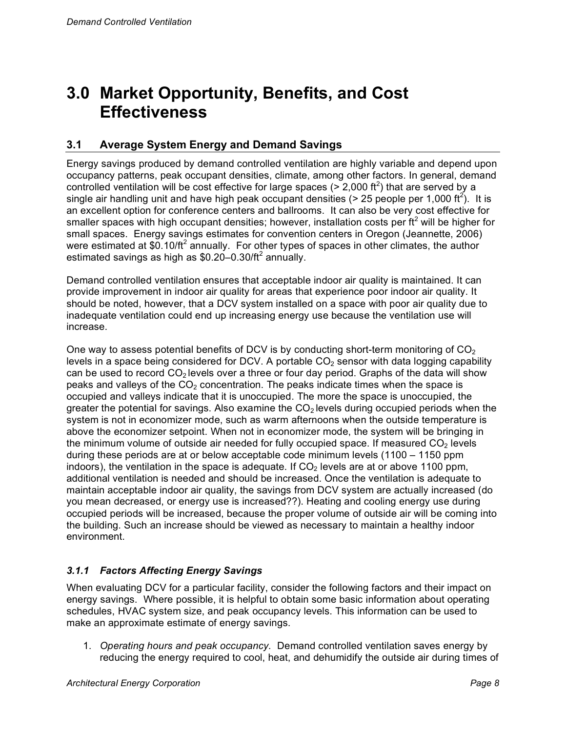# 3.0 Market Opportunity, Benefits, and Cost Effectiveness

## 3.1 Average System Energy and Demand Savings

Energy savings produced by demand controlled ventilation are highly variable and depend upon occupancy patterns, peak occupant densities, climate, among other factors. In general, demand controlled ventilation will be cost effective for large spaces (> 2,000 $ft^2$) that are served by a single air handling unit and have high peak occupant densities (> 25 people per 1,000 $ft^2$). It is an excellent option for conference centers and ballrooms. It can also be very cost effective for smaller spaces with high occupant densities; however, installation costs per $ft^2$ will be higher for small spaces. Energy savings estimates for convention centers in Oregon (Jeannette, 2006) were estimated at \$0.10/$ft^2$ annually. For other types of spaces in other climates, the author estimated savings as high as \$0.20–0.30/$ft^2$ annually.

Demand controlled ventilation ensures that acceptable indoor air quality is maintained. It can provide improvement in indoor air quality for areas that experience poor indoor air quality. It should be noted, however, that a DCV system installed on a space with poor air quality due to inadequate ventilation could end up increasing energy use because the ventilation use will increase.

One way to assess potential benefits of DCV is by conducting short-term monitoring of $CO_2$ levels in a space being considered for DCV. A portable $CO_2$ sensor with data logging capability can be used to record $CO_2$ levels over a three or four day period. Graphs of the data will show peaks and valleys of the $CO_2$ concentration. The peaks indicate times when the space is occupied and valleys indicate that it is unoccupied. The more the space is unoccupied, the greater the potential for savings. Also examine the $CO_2$ levels during occupied periods when the system is not in economizer mode, such as warm afternoons when the outside temperature is above the economizer setpoint. When not in economizer mode, the system will be bringing in the minimum volume of outside air needed for fully occupied space. If measured $CO_2$ levels during these periods are at or below acceptable code minimum levels (1100 – 1150 ppm indoors), the ventilation in the space is adequate. If $CO_2$ levels are at or above 1100 ppm, additional ventilation is needed and should be increased. Once the ventilation is adequate to maintain acceptable indoor air quality, the savings from DCV system are actually increased (do you mean decreased, or energy use is increased??). Heating and cooling energy use during occupied periods will be increased, because the proper volume of outside air will be coming into the building. Such an increase should be viewed as necessary to maintain a healthy indoor environment.

### *3.1.1 Factors Affecting Energy Savings*

When evaluating DCV for a particular facility, consider the following factors and their impact on energy savings. Where possible, it is helpful to obtain some basic information about operating schedules, HVAC system size, and peak occupancy levels. This information can be used to make an approximate estimate of energy savings.

1. *Operating hours and peak occupancy.* Demand controlled ventilation saves energy by reducing the energy required to cool, heat, and dehumidify the outside air during times of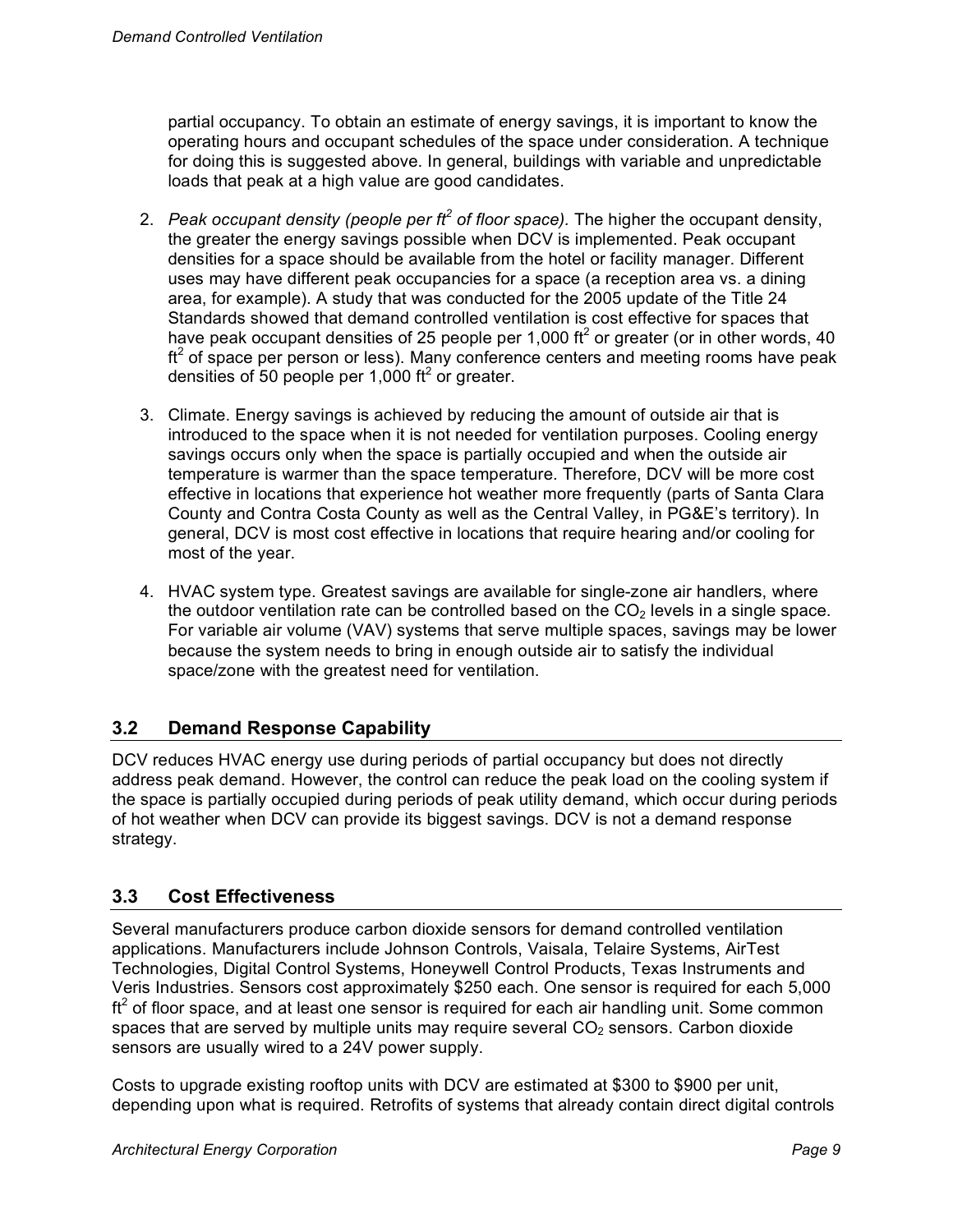partial occupancy. To obtain an estimate of energy savings, it is important to know the operating hours and occupant schedules of the space under consideration. A technique for doing this is suggested above. In general, buildings with variable and unpredictable loads that peak at a high value are good candidates.

2. *Peak occupant density (people per $ft^2$ of floor space).* The higher the occupant density, the greater the energy savings possible when DCV is implemented. Peak occupant densities for a space should be available from the hotel or facility manager. Different uses may have different peak occupancies for a space (a reception area vs. a dining area, for example). A study that was conducted for the 2005 update of the Title 24 Standards showed that demand controlled ventilation is cost effective for spaces that have peak occupant densities of 25 people per 1,000 $ft^2$ or greater (or in other words, 40 $ft^2$ of space per person or less). Many conference centers and meeting rooms have peak densities of 50 people per 1,000 $ft^2$ or greater.

3. Climate. Energy savings is achieved by reducing the amount of outside air that is introduced to the space when it is not needed for ventilation purposes. Cooling energy savings occurs only when the space is partially occupied and when the outside air temperature is warmer than the space temperature. Therefore, DCV will be more cost effective in locations that experience hot weather more frequently (parts of Santa Clara County and Contra Costa County as well as the Central Valley, in PG&E's territory). In general, DCV is most cost effective in locations that require hearing and/or cooling for most of the year.

4. HVAC system type. Greatest savings are available for single-zone air handlers, where the outdoor ventilation rate can be controlled based on the $CO_2$ levels in a single space. For variable air volume (VAV) systems that serve multiple spaces, savings may be lower because the system needs to bring in enough outside air to satisfy the individual space/zone with the greatest need for ventilation.

## 3.2 Demand Response Capability

DCV reduces HVAC energy use during periods of partial occupancy but does not directly address peak demand. However, the control can reduce the peak load on the cooling system if the space is partially occupied during periods of peak utility demand, which occur during periods of hot weather when DCV can provide its biggest savings. DCV is not a demand response strategy.

## 3.3 Cost Effectiveness

Several manufacturers produce carbon dioxide sensors for demand controlled ventilation applications. Manufacturers include Johnson Controls, Vaisala, Telaire Systems, AirTest Technologies, Digital Control Systems, Honeywell Control Products, Texas Instruments and Veris Industries. Sensors cost approximately $250 each. One sensor is required for each 5,000 $ft^2$ of floor space, and at least one sensor is required for each air handling unit. Some common spaces that are served by multiple units may require several $CO_2$ sensors. Carbon dioxide sensors are usually wired to a 24V power supply.

Costs to upgrade existing rooftop units with DCV are estimated at $300 to $900 per unit, depending upon what is required. Retrofits of systems that already contain direct digital controls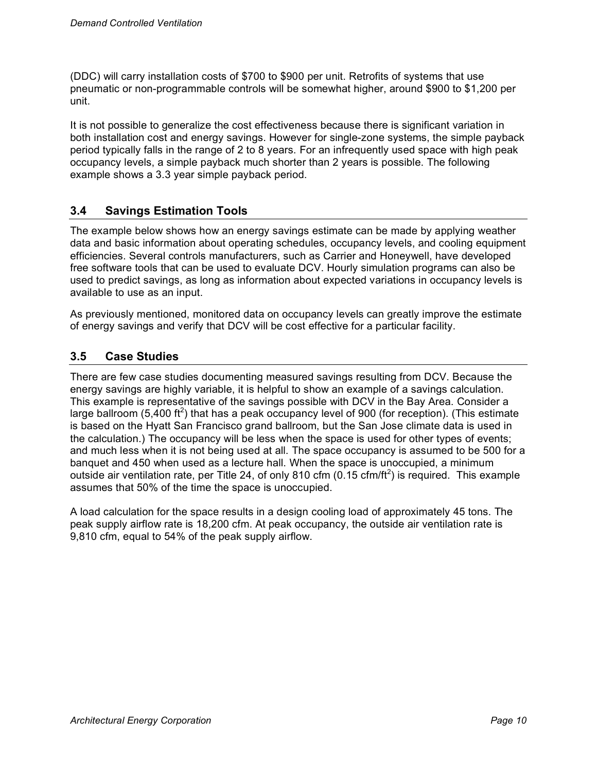(DDC) will carry installation costs of $700 to $900 per unit. Retrofits of systems that use pneumatic or non-programmable controls will be somewhat higher, around $900 to $1,200 per unit.

It is not possible to generalize the cost effectiveness because there is significant variation in both installation cost and energy savings. However for single-zone systems, the simple payback period typically falls in the range of 2 to 8 years. For an infrequently used space with high peak occupancy levels, a simple payback much shorter than 2 years is possible. The following example shows a 3.3 year simple payback period.

## 3.4 Savings Estimation Tools

The example below shows how an energy savings estimate can be made by applying weather data and basic information about operating schedules, occupancy levels, and cooling equipment efficiencies. Several controls manufacturers, such as Carrier and Honeywell, have developed free software tools that can be used to evaluate DCV. Hourly simulation programs can also be used to predict savings, as long as information about expected variations in occupancy levels is available to use as an input.

As previously mentioned, monitored data on occupancy levels can greatly improve the estimate of energy savings and verify that DCV will be cost effective for a particular facility.

## 3.5 Case Studies

There are few case studies documenting measured savings resulting from DCV. Because the energy savings are highly variable, it is helpful to show an example of a savings calculation. This example is representative of the savings possible with DCV in the Bay Area. Consider a large ballroom (5,400 ft$^2$) that has a peak occupancy level of 900 (for reception). (This estimate is based on the Hyatt San Francisco grand ballroom, but the San Jose climate data is used in the calculation.) The occupancy will be less when the space is used for other types of events; and much less when it is not being used at all. The space occupancy is assumed to be 500 for a banquet and 450 when used as a lecture hall. When the space is unoccupied, a minimum outside air ventilation rate, per Title 24, of only 810 cfm (0.15 cfm/ft$^2$) is required. This example assumes that 50% of the time the space is unoccupied.

A load calculation for the space results in a design cooling load of approximately 45 tons. The peak supply airflow rate is 18,200 cfm. At peak occupancy, the outside air ventilation rate is 9,810 cfm, equal to 54% of the peak supply airflow.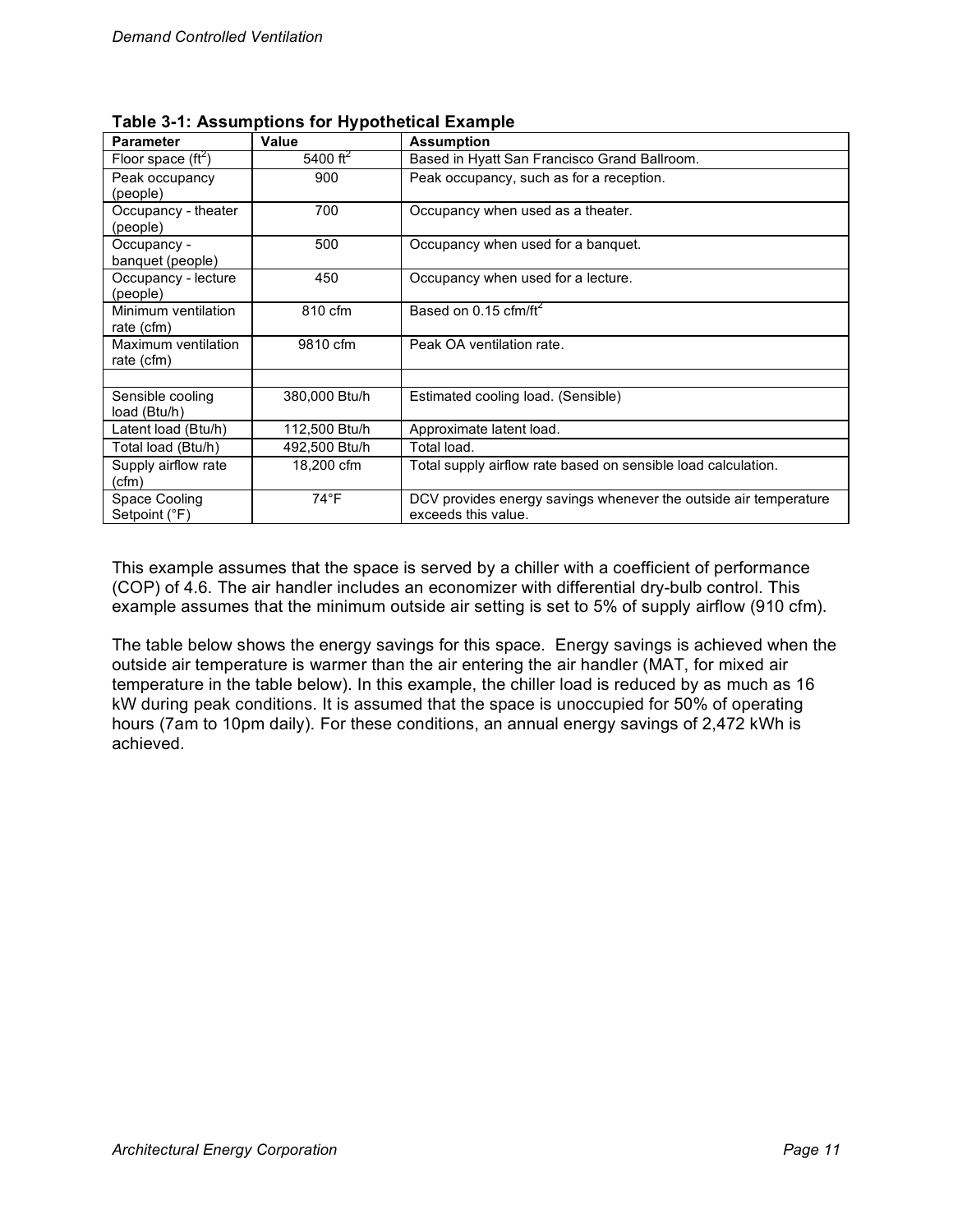**Table 3-1: Assumptions for Hypothetical Example**

| Parameter | Value | Assumption |
|---|---|---|
| Floor space ($ft^2$) | 5400 $ft^2$ | Based in Hyatt San Francisco Grand Ballroom. |
| Peak occupancy (people) | 900 | Peak occupancy, such as for a reception. |
| Occupancy - theater (people) | 700 | Occupancy when used as a theater. |
| Occupancy - banquet (people) | 500 | Occupancy when used for a banquet. |
| Occupancy - lecture (people) | 450 | Occupancy when used for a lecture. |
| Minimum ventilation rate (cfm) | 810 cfm | Based on 0.15 cfm/$ft^2$ |
| Maximum ventilation rate (cfm) | 9810 cfm | Peak OA ventilation rate. |
| | | |
| Sensible cooling load (Btu/h) | 380,000 Btu/h | Estimated cooling load. (Sensible) |
| Latent load (Btu/h) | 112,500 Btu/h | Approximate latent load. |
| Total load (Btu/h) | 492,500 Btu/h | Total load. |
| Supply airflow rate (cfm) | 18,200 cfm | Total supply airflow rate based on sensible load calculation. |
| Space Cooling Setpoint (°F) | 74°F | DCV provides energy savings whenever the outside air temperature exceeds this value. |

This example assumes that the space is served by a chiller with a coefficient of performance (COP) of 4.6. The air handler includes an economizer with differential dry-bulb control. This example assumes that the minimum outside air setting is set to 5% of supply airflow (910 cfm).

The table below shows the energy savings for this space. Energy savings is achieved when the outside air temperature is warmer than the air entering the air handler (MAT, for mixed air temperature in the table below). In this example, the chiller load is reduced by as much as 16 kW during peak conditions. It is assumed that the space is unoccupied for 50% of operating hours (7am to 10pm daily). For these conditions, an annual energy savings of 2,472 kWh is achieved.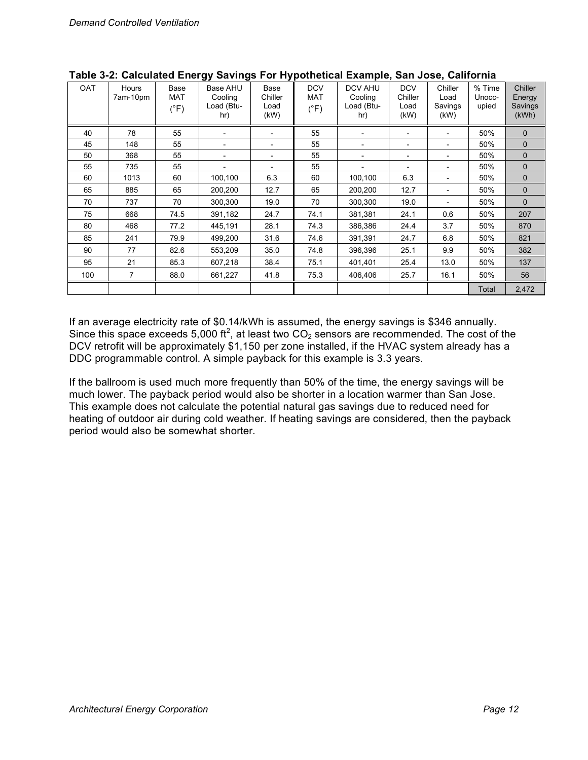**Table 3-2: Calculated Energy Savings For Hypothetical Example, San Jose, California**

| OAT | Hours 7am-10pm | Base MAT (°F) | Base AHU Cooling Load (Btu-hr) | Base Chiller Load (kW) | DCV MAT (°F) | DCV AHU Cooling Load (Btu-hr) | DCV Chiller Load (kW) | Chiller Load Savings (kW) | % Time Unocc-upied | Chiller Energy Savings (kWh) |
|---|---|---|---|---|---|---|---|---|---|---|
| 40 | 78 | 55 | - | - | 55 | - | - | - | 50% | 0 |
| 45 | 148 | 55 | - | - | 55 | - | - | - | 50% | 0 |
| 50 | 368 | 55 | - | - | 55 | - | - | - | 50% | 0 |
| 55 | 735 | 55 | - | - | 55 | - | - | - | 50% | 0 |
| 60 | 1013 | 60 | 100,100 | 6.3 | 60 | 100,100 | 6.3 | - | 50% | 0 |
| 65 | 885 | 65 | 200,200 | 12.7 | 65 | 200,200 | 12.7 | - | 50% | 0 |
| 70 | 737 | 70 | 300,300 | 19.0 | 70 | 300,300 | 19.0 | - | 50% | 0 |
| 75 | 668 | 74.5 | 391,182 | 24.7 | 74.1 | 381,381 | 24.1 | 0.6 | 50% | 207 |
| 80 | 468 | 77.2 | 445,191 | 28.1 | 74.3 | 386,386 | 24.4 | 3.7 | 50% | 870 |
| 85 | 241 | 79.9 | 499,200 | 31.6 | 74.6 | 391,391 | 24.7 | 6.8 | 50% | 821 |
| 90 | 77 | 82.6 | 553,209 | 35.0 | 74.8 | 396,396 | 25.1 | 9.9 | 50% | 382 |
| 95 | 21 | 85.3 | 607,218 | 38.4 | 75.1 | 401,401 | 25.4 | 13.0 | 50% | 137 |
| 100 | 7 | 88.0 | 661,227 | 41.8 | 75.3 | 406,406 | 25.7 | 16.1 | 50% | 56 |
| | | | | | | | | | Total | 2,472 |

If an average electricity rate of \$0.14/kWh is assumed, the energy savings is \$346 annually. Since this space exceeds 5,000 $ft^2$, at least two $CO_2$ sensors are recommended. The cost of the DCV retrofit will be approximately \$1,150 per zone installed, if the HVAC system already has a DDC programmable control. A simple payback for this example is 3.3 years.

If the ballroom is used much more frequently than 50% of the time, the energy savings will be much lower. The payback period would also be shorter in a location warmer than San Jose. This example does not calculate the potential natural gas savings due to reduced need for heating of outdoor air during cold weather. If heating savings are considered, then the payback period would also be somewhat shorter.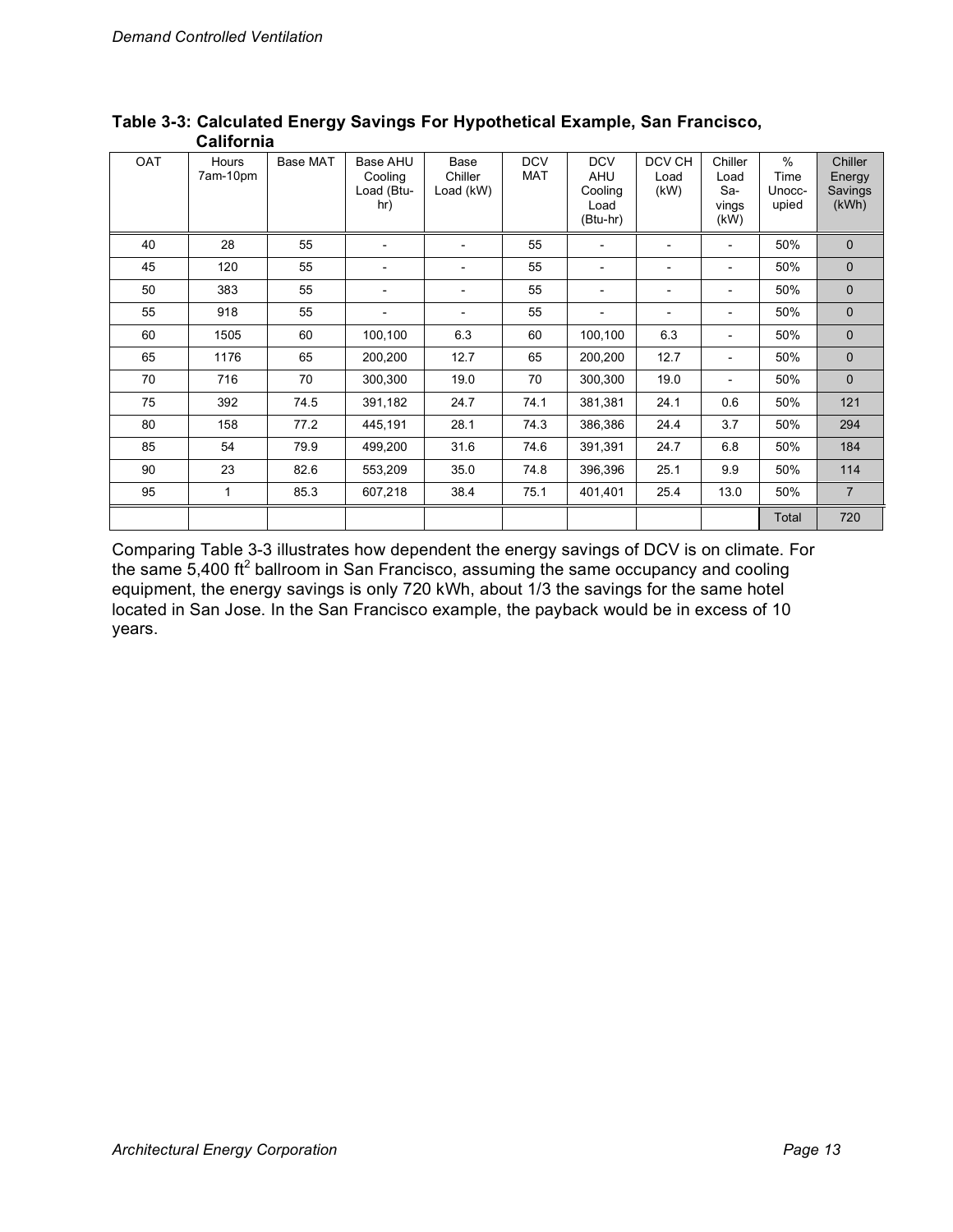**Table 3-3: Calculated Energy Savings For Hypothetical Example, San Francisco, California**

| OAT | Hours 7am-10pm | Base MAT | Base AHU Cooling Load (Btu-hr) | Base Chiller Load (kW) | DCV MAT | DCV AHU Cooling Load (Btu-hr) | DCV CH Load (kW) | Chiller Load Savings (kW) | % Time Unoccupied | Chiller Energy Savings (kWh) |
|---|---|---|---|---|---|---|---|---|---|---|
| 40 | 28 | 55 | - | - | 55 | - | - | - | 50% | 0 |
| 45 | 120 | 55 | - | - | 55 | - | - | - | 50% | 0 |
| 50 | 383 | 55 | - | - | 55 | - | - | - | 50% | 0 |
| 55 | 918 | 55 | - | - | 55 | - | - | - | 50% | 0 |
| 60 | 1505 | 60 | 100,100 | 6.3 | 60 | 100,100 | 6.3 | - | 50% | 0 |
| 65 | 1176 | 65 | 200,200 | 12.7 | 65 | 200,200 | 12.7 | - | 50% | 0 |
| 70 | 716 | 70 | 300,300 | 19.0 | 70 | 300,300 | 19.0 | - | 50% | 0 |
| 75 | 392 | 74.5 | 391,182 | 24.7 | 74.1 | 381,381 | 24.1 | 0.6 | 50% | 121 |
| 80 | 158 | 77.2 | 445,191 | 28.1 | 74.3 | 386,386 | 24.4 | 3.7 | 50% | 294 |
| 85 | 54 | 79.9 | 499,200 | 31.6 | 74.6 | 391,391 | 24.7 | 6.8 | 50% | 184 |
| 90 | 23 | 82.6 | 553,209 | 35.0 | 74.8 | 396,396 | 25.1 | 9.9 | 50% | 114 |
| 95 | 1 | 85.3 | 607,218 | 38.4 | 75.1 | 401,401 | 25.4 | 13.0 | 50% | 7 |
| | | | | | | | | | Total | 720 |

Comparing Table 3-3 illustrates how dependent the energy savings of DCV is on climate. For the same 5,400 ft$^2$ ballroom in San Francisco, assuming the same occupancy and cooling equipment, the energy savings is only 720 kWh, about 1/3 the savings for the same hotel located in San Jose. In the San Francisco example, the payback would be in excess of 10 years.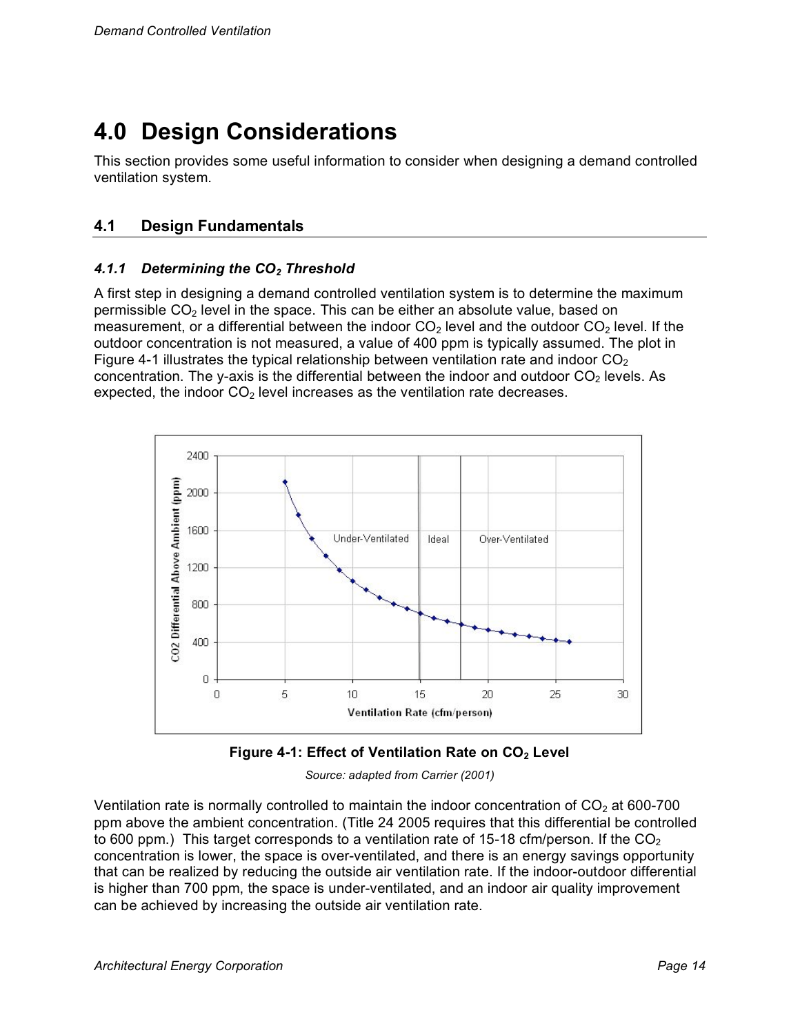# 4.0 Design Considerations

This section provides some useful information to consider when designing a demand controlled ventilation system.

## 4.1 Design Fundamentals

### *4.1.1 Determining the $CO_2$ Threshold*

A first step in designing a demand controlled ventilation system is to determine the maximum permissible $CO_2$ level in the space. This can be either an absolute value, based on measurement, or a differential between the indoor $CO_2$ level and the outdoor $CO_2$ level. If the outdoor concentration is not measured, a value of 400 ppm is typically assumed. The plot in Figure 4-1 illustrates the typical relationship between ventilation rate and indoor $CO_2$ concentration. The y-axis is the differential between the indoor and outdoor $CO_2$ levels. As expected, the indoor $CO_2$ level increases as the ventilation rate decreases.

**Figure 4-1: Effect of Ventilation Rate on $CO_2$ Level**

*Source: adapted from Carrier (2001)*

Ventilation rate is normally controlled to maintain the indoor concentration of $CO_2$ at 600-700 ppm above the ambient concentration. (Title 24 2005 requires that this differential be controlled to 600 ppm.) This target corresponds to a ventilation rate of 15-18 cfm/person. If the $CO_2$ concentration is lower, the space is over-ventilated, and there is an energy savings opportunity that can be realized by reducing the outside air ventilation rate. If the indoor-outdoor differential is higher than 700 ppm, the space is under-ventilated, and an indoor air quality improvement can be achieved by increasing the outside air ventilation rate.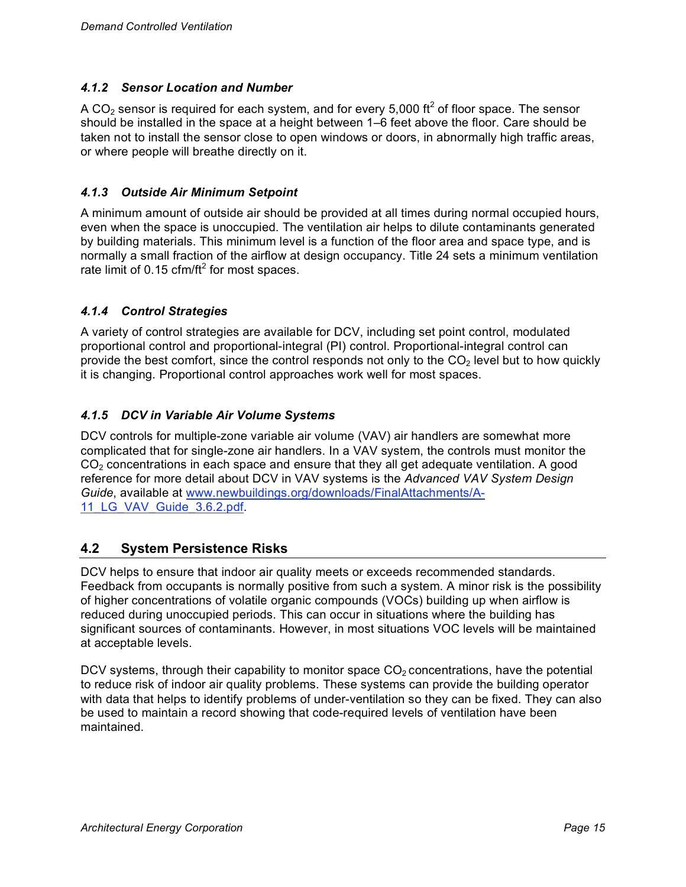#### *4.1.2 Sensor Location and Number*

A $CO_2$ sensor is required for each system, and for every 5,000 $ft^2$ of floor space. The sensor should be installed in the space at a height between 1–6 feet above the floor. Care should be taken not to install the sensor close to open windows or doors, in abnormally high traffic areas, or where people will breathe directly on it.

#### *4.1.3 Outside Air Minimum Setpoint*

A minimum amount of outside air should be provided at all times during normal occupied hours, even when the space is unoccupied. The ventilation air helps to dilute contaminants generated by building materials. This minimum level is a function of the floor area and space type, and is normally a small fraction of the airflow at design occupancy. Title 24 sets a minimum ventilation rate limit of 0.15 cfm/$ft^2$ for most spaces.

#### *4.1.4 Control Strategies*

A variety of control strategies are available for DCV, including set point control, modulated proportional control and proportional-integral (PI) control. Proportional-integral control can provide the best comfort, since the control responds not only to the $CO_2$ level but to how quickly it is changing. Proportional control approaches work well for most spaces.

#### *4.1.5 DCV in Variable Air Volume Systems*

DCV controls for multiple-zone variable air volume (VAV) air handlers are somewhat more complicated that for single-zone air handlers. In a VAV system, the controls must monitor the $CO_2$ concentrations in each space and ensure that they all get adequate ventilation. A good reference for more detail about DCV in VAV systems is the *Advanced VAV System Design Guide*, available at www.newbuildings.org/downloads/FinalAttachments/A-11_LG_VAV_Guide_3.6.2.pdf.

## 4.2 System Persistence Risks

DCV helps to ensure that indoor air quality meets or exceeds recommended standards. Feedback from occupants is normally positive from such a system. A minor risk is the possibility of higher concentrations of volatile organic compounds (VOCs) building up when airflow is reduced during unoccupied periods. This can occur in situations where the building has significant sources of contaminants. However, in most situations VOC levels will be maintained at acceptable levels.

DCV systems, through their capability to monitor space $CO_2$ concentrations, have the potential to reduce risk of indoor air quality problems. These systems can provide the building operator with data that helps to identify problems of under-ventilation so they can be fixed. They can also be used to maintain a record showing that code-required levels of ventilation have been maintained.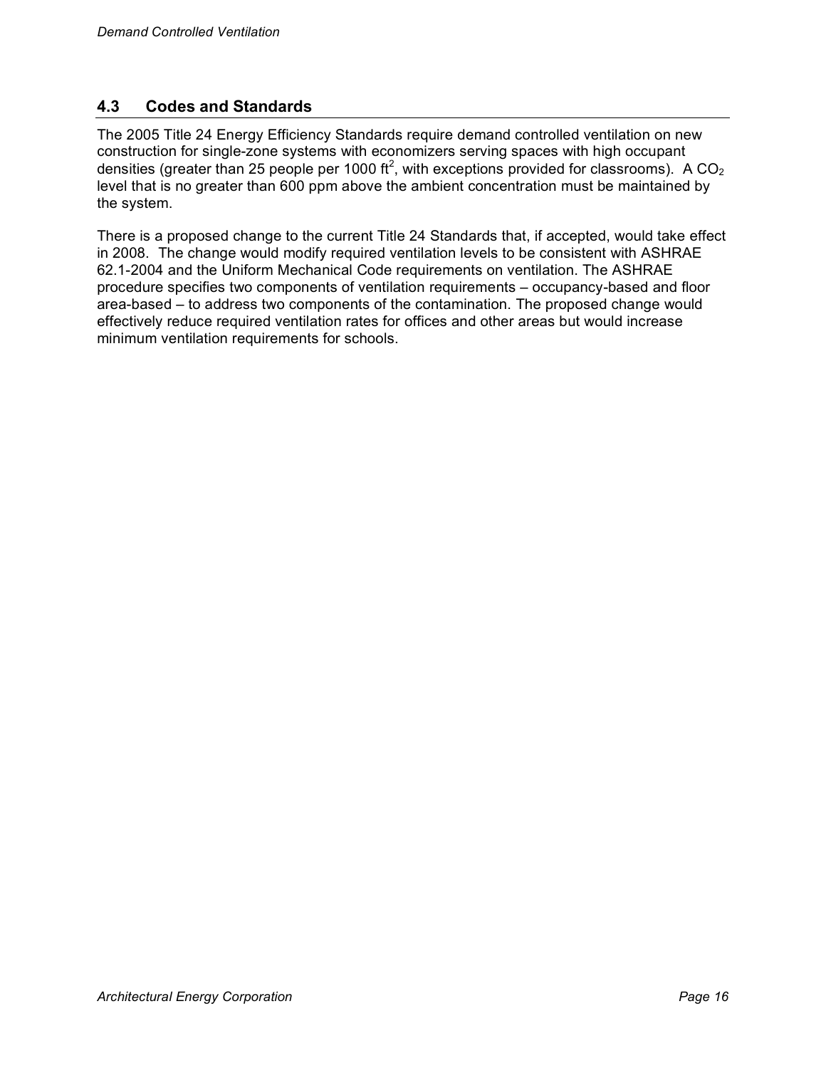## 4.3 Codes and Standards

The 2005 Title 24 Energy Efficiency Standards require demand controlled ventilation on new construction for single-zone systems with economizers serving spaces with high occupant densities (greater than 25 people per 1000 $ft^2$, with exceptions provided for classrooms). A $CO_2$ level that is no greater than 600 ppm above the ambient concentration must be maintained by the system.

There is a proposed change to the current Title 24 Standards that, if accepted, would take effect in 2008. The change would modify required ventilation levels to be consistent with ASHRAE 62.1-2004 and the Uniform Mechanical Code requirements on ventilation. The ASHRAE procedure specifies two components of ventilation requirements – occupancy-based and floor area-based – to address two components of the contamination. The proposed change would effectively reduce required ventilation rates for offices and other areas but would increase minimum ventilation requirements for schools.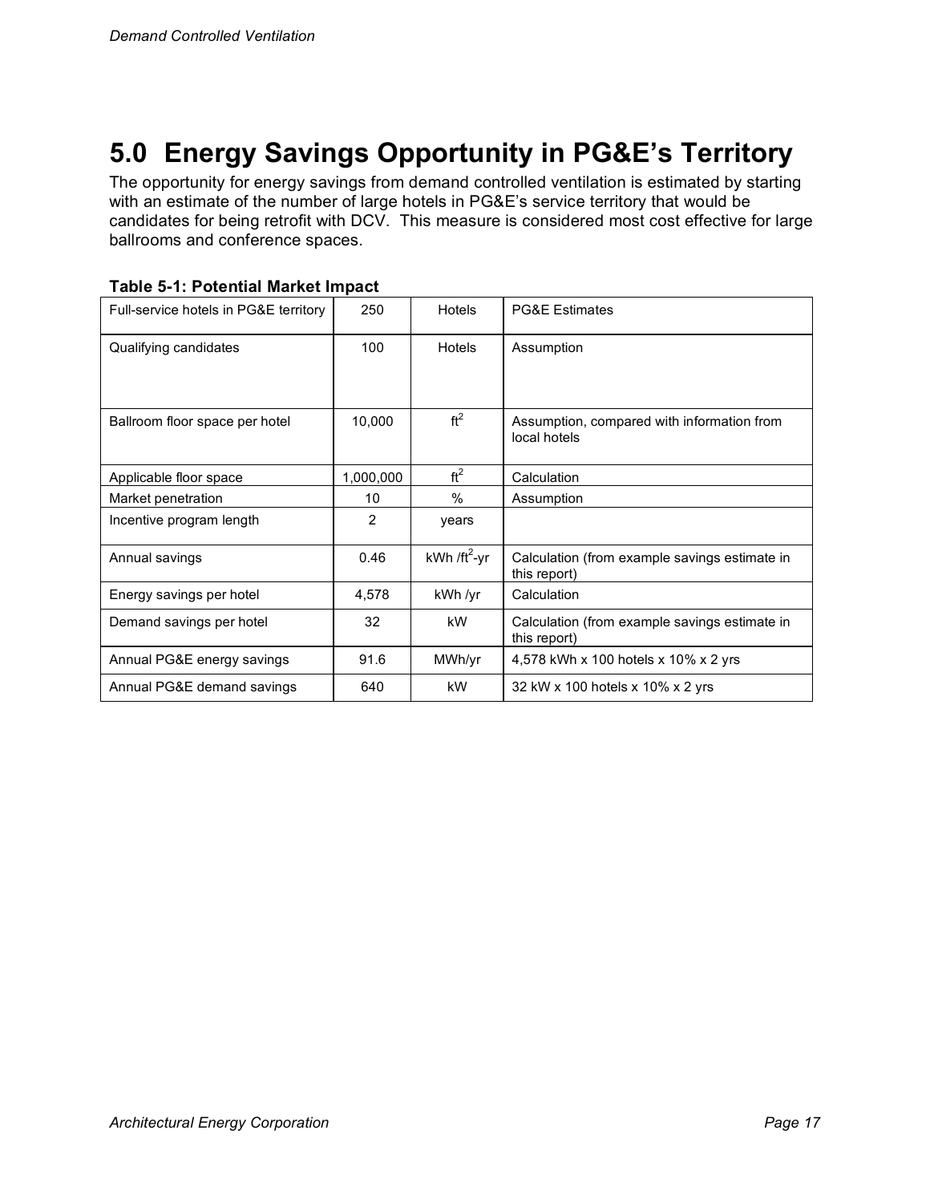# 5.0 Energy Savings Opportunity in PG&E's Territory

The opportunity for energy savings from demand controlled ventilation is estimated by starting with an estimate of the number of large hotels in PG&E's service territory that would be candidates for being retrofit with DCV. This measure is considered most cost effective for large ballrooms and conference spaces.

**Table 5-1: Potential Market Impact**

| | | | |
|---|---|---|---|
| Full-service hotels in PG&E territory | 250 | Hotels | PG&E Estimates |
| Qualifying candidates | 100 | Hotels | Assumption |
| Ballroom floor space per hotel | 10,000 | $ft^2$ | Assumption, compared with information from local hotels |
| Applicable floor space | 1,000,000 | $ft^2$ | Calculation |
| Market penetration | 10 | % | Assumption |
| Incentive program length | 2 | years | |
| Annual savings | 0.46 | kWh /$ft^2$-yr | Calculation (from example savings estimate in this report) |
| Energy savings per hotel | 4,578 | kWh /yr | Calculation |
| Demand savings per hotel | 32 | kW | Calculation (from example savings estimate in this report) |
| Annual PG&E energy savings | 91.6 | MWh/yr | 4,578 kWh x 100 hotels x 10% x 2 yrs |
| Annual PG&E demand savings | 640 | kW | 32 kW x 100 hotels x 10% x 2 yrs |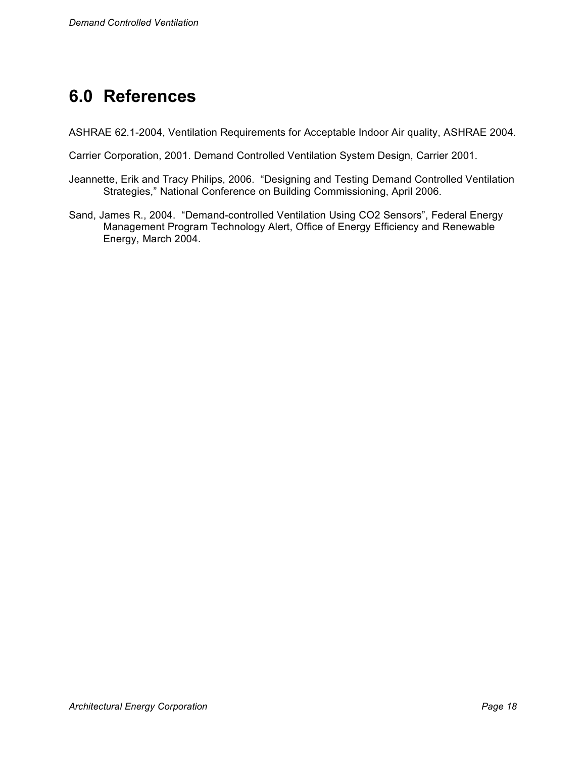# 6.0 References

ASHRAE 62.1-2004, Ventilation Requirements for Acceptable Indoor Air quality, ASHRAE 2004.

Carrier Corporation, 2001. Demand Controlled Ventilation System Design, Carrier 2001.

Jeannette, Erik and Tracy Philips, 2006. "Designing and Testing Demand Controlled Ventilation Strategies," National Conference on Building Commissioning, April 2006.

Sand, James R., 2004. "Demand-controlled Ventilation Using CO2 Sensors", Federal Energy Management Program Technology Alert, Office of Energy Efficiency and Renewable Energy, March 2004.